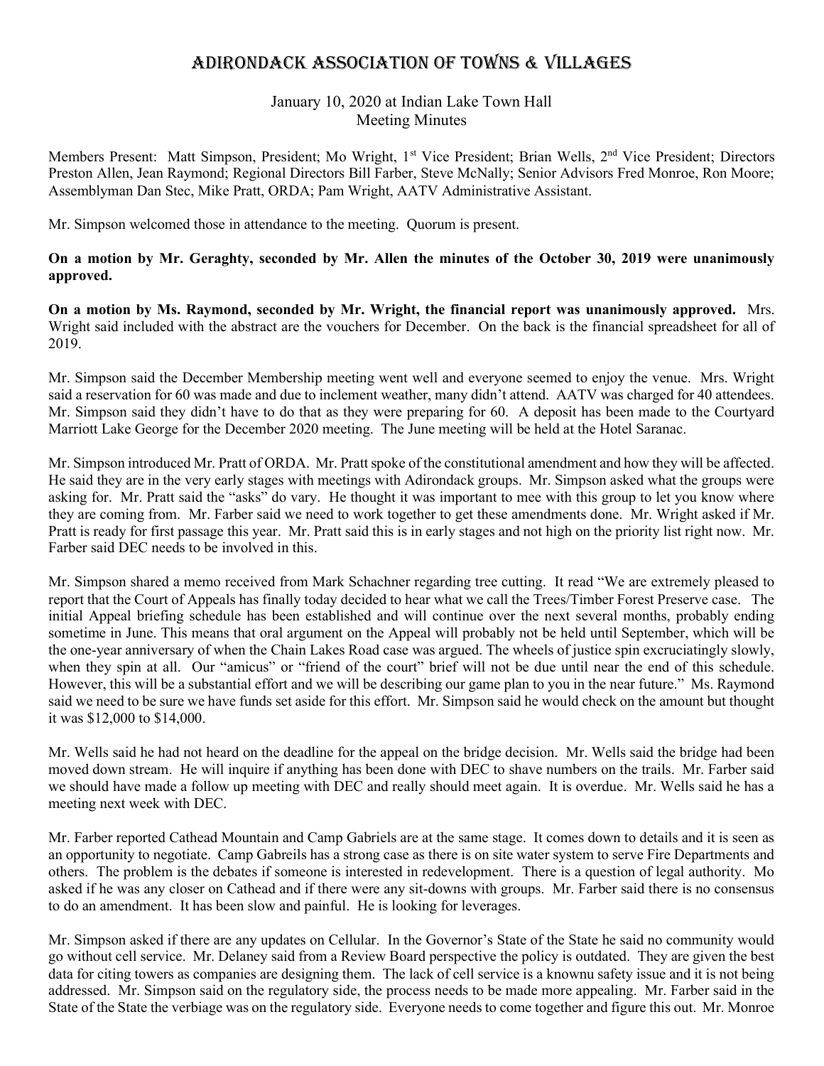# Adirondack Association of Towns & Villages

January 10, 2020 at Indian Lake Town Hall
Meeting Minutes

Members Present: Matt Simpson, President; Mo Wright, 1st Vice President; Brian Wells, 2nd Vice President; Directors Preston Allen, Jean Raymond; Regional Directors Bill Farber, Steve McNally; Senior Advisors Fred Monroe, Ron Moore; Assemblyman Dan Stec, Mike Pratt, ORDA; Pam Wright, AATV Administrative Assistant.

Mr. Simpson welcomed those in attendance to the meeting. Quorum is present.

**On a motion by Mr. Geraghty, seconded by Mr. Allen the minutes of the October 30, 2019 were unanimously approved.**

**On a motion by Ms. Raymond, seconded by Mr. Wright, the financial report was unanimously approved.** Mrs. Wright said included with the abstract are the vouchers for December. On the back is the financial spreadsheet for all of 2019.

Mr. Simpson said the December Membership meeting went well and everyone seemed to enjoy the venue. Mrs. Wright said a reservation for 60 was made and due to inclement weather, many didn't attend. AATV was charged for 40 attendees. Mr. Simpson said they didn't have to do that as they were preparing for 60. A deposit has been made to the Courtyard Marriott Lake George for the December 2020 meeting. The June meeting will be held at the Hotel Saranac.

Mr. Simpson introduced Mr. Pratt of ORDA. Mr. Pratt spoke of the constitutional amendment and how they will be affected. He said they are in the very early stages with meetings with Adirondack groups. Mr. Simpson asked what the groups were asking for. Mr. Pratt said the "asks" do vary. He thought it was important to mee with this group to let you know where they are coming from. Mr. Farber said we need to work together to get these amendments done. Mr. Wright asked if Mr. Pratt is ready for first passage this year. Mr. Pratt said this is in early stages and not high on the priority list right now. Mr. Farber said DEC needs to be involved in this.

Mr. Simpson shared a memo received from Mark Schachner regarding tree cutting. It read "We are extremely pleased to report that the Court of Appeals has finally today decided to hear what we call the Trees/Timber Forest Preserve case. The initial Appeal briefing schedule has been established and will continue over the next several months, probably ending sometime in June. This means that oral argument on the Appeal will probably not be held until September, which will be the one-year anniversary of when the Chain Lakes Road case was argued. The wheels of justice spin excruciatingly slowly, when they spin at all. Our "amicus" or "friend of the court" brief will not be due until near the end of this schedule. However, this will be a substantial effort and we will be describing our game plan to you in the near future." Ms. Raymond said we need to be sure we have funds set aside for this effort. Mr. Simpson said he would check on the amount but thought it was $12,000 to $14,000.

Mr. Wells said he had not heard on the deadline for the appeal on the bridge decision. Mr. Wells said the bridge had been moved down stream. He will inquire if anything has been done with DEC to shave numbers on the trails. Mr. Farber said we should have made a follow up meeting with DEC and really should meet again. It is overdue. Mr. Wells said he has a meeting next week with DEC.

Mr. Farber reported Cathead Mountain and Camp Gabriels are at the same stage. It comes down to details and it is seen as an opportunity to negotiate. Camp Gabreils has a strong case as there is on site water system to serve Fire Departments and others. The problem is the debates if someone is interested in redevelopment. There is a question of legal authority. Mo asked if he was any closer on Cathead and if there were any sit-downs with groups. Mr. Farber said there is no consensus to do an amendment. It has been slow and painful. He is looking for leverages.

Mr. Simpson asked if there are any updates on Cellular. In the Governor's State of the State he said no community would go without cell service. Mr. Delaney said from a Review Board perspective the policy is outdated. They are given the best data for citing towers as companies are designing them. The lack of cell service is a knownu safety issue and it is not being addressed. Mr. Simpson said on the regulatory side, the process needs to be made more appealing. Mr. Farber said in the State of the State the verbiage was on the regulatory side. Everyone needs to come together and figure this out. Mr. Monroe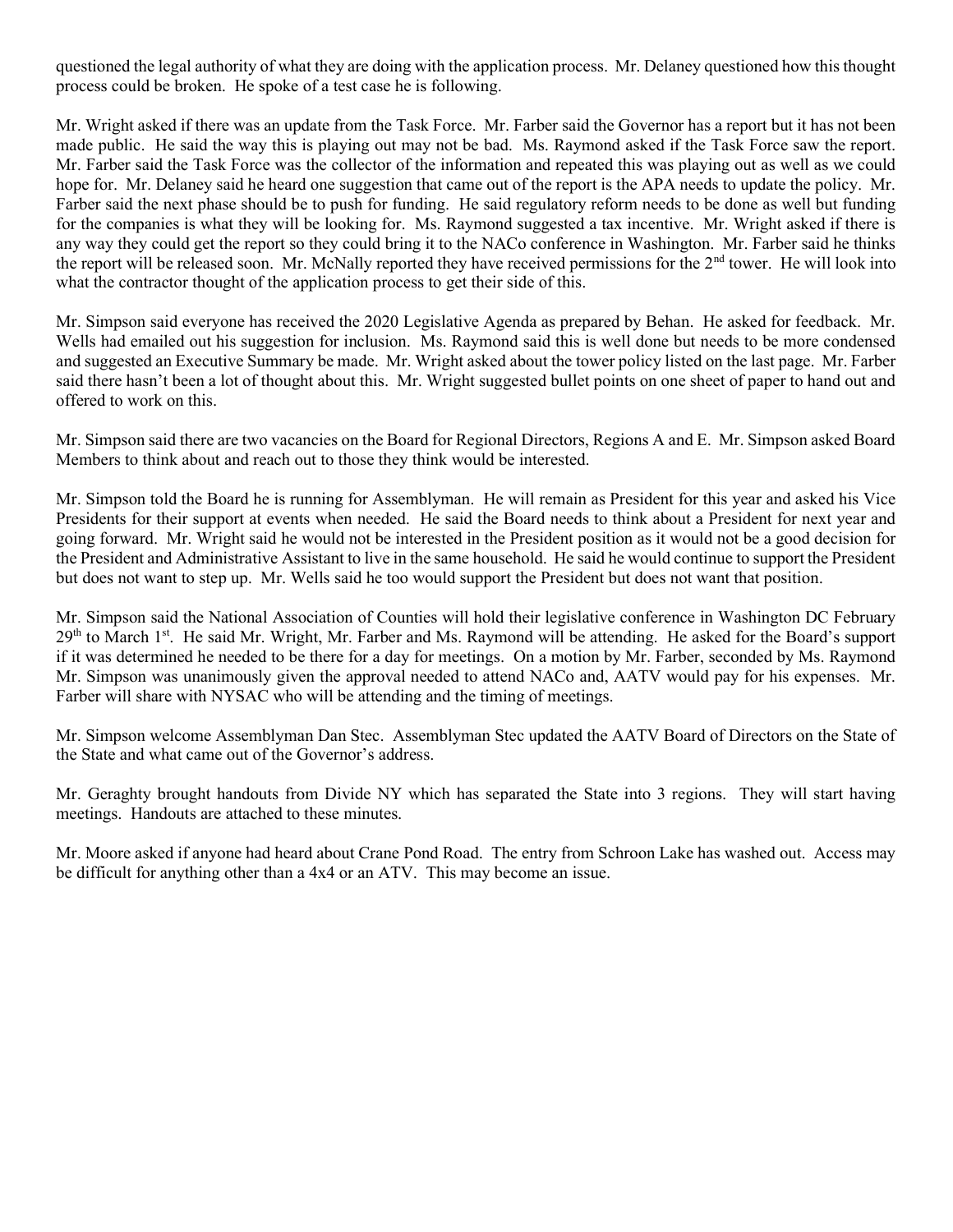questioned the legal authority of what they are doing with the application process. Mr. Delaney questioned how this thought process could be broken. He spoke of a test case he is following.

Mr. Wright asked if there was an update from the Task Force. Mr. Farber said the Governor has a report but it has not been made public. He said the way this is playing out may not be bad. Ms. Raymond asked if the Task Force saw the report. Mr. Farber said the Task Force was the collector of the information and repeated this was playing out as well as we could hope for. Mr. Delaney said he heard one suggestion that came out of the report is the APA needs to update the policy. Mr. Farber said the next phase should be to push for funding. He said regulatory reform needs to be done as well but funding for the companies is what they will be looking for. Ms. Raymond suggested a tax incentive. Mr. Wright asked if there is any way they could get the report so they could bring it to the NACo conference in Washington. Mr. Farber said he thinks the report will be released soon. Mr. McNally reported they have received permissions for the 2nd tower. He will look into what the contractor thought of the application process to get their side of this.

Mr. Simpson said everyone has received the 2020 Legislative Agenda as prepared by Behan. He asked for feedback. Mr. Wells had emailed out his suggestion for inclusion. Ms. Raymond said this is well done but needs to be more condensed and suggested an Executive Summary be made. Mr. Wright asked about the tower policy listed on the last page. Mr. Farber said there hasn't been a lot of thought about this. Mr. Wright suggested bullet points on one sheet of paper to hand out and offered to work on this.

Mr. Simpson said there are two vacancies on the Board for Regional Directors, Regions A and E. Mr. Simpson asked Board Members to think about and reach out to those they think would be interested.

Mr. Simpson told the Board he is running for Assemblyman. He will remain as President for this year and asked his Vice Presidents for their support at events when needed. He said the Board needs to think about a President for next year and going forward. Mr. Wright said he would not be interested in the President position as it would not be a good decision for the President and Administrative Assistant to live in the same household. He said he would continue to support the President but does not want to step up. Mr. Wells said he too would support the President but does not want that position.

Mr. Simpson said the National Association of Counties will hold their legislative conference in Washington DC February 29th to March 1st. He said Mr. Wright, Mr. Farber and Ms. Raymond will be attending. He asked for the Board's support if it was determined he needed to be there for a day for meetings. On a motion by Mr. Farber, seconded by Ms. Raymond Mr. Simpson was unanimously given the approval needed to attend NACo and, AATV would pay for his expenses. Mr. Farber will share with NYSAC who will be attending and the timing of meetings.

Mr. Simpson welcome Assemblyman Dan Stec. Assemblyman Stec updated the AATV Board of Directors on the State of the State and what came out of the Governor's address.

Mr. Geraghty brought handouts from Divide NY which has separated the State into 3 regions. They will start having meetings. Handouts are attached to these minutes.

Mr. Moore asked if anyone had heard about Crane Pond Road. The entry from Schroon Lake has washed out. Access may be difficult for anything other than a 4x4 or an ATV. This may become an issue.